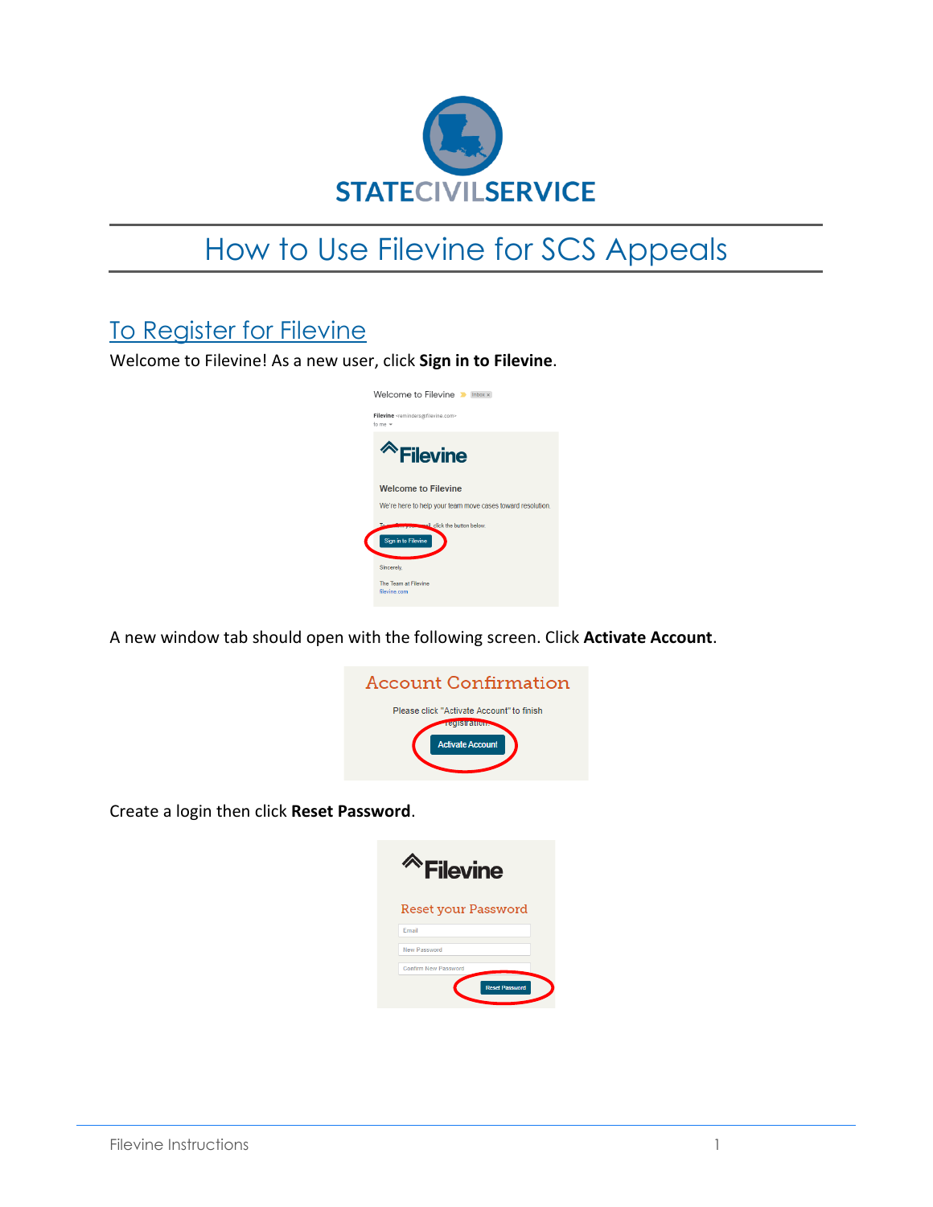# How to Use Filevine for SCS Appeals

## To Register for Filevine

Welcome to Filevine! As a new user, click **Sign in to Filevine**.

A new window tab should open with the following screen. Click **Activate Account**.

Create a login then click **Reset Password**.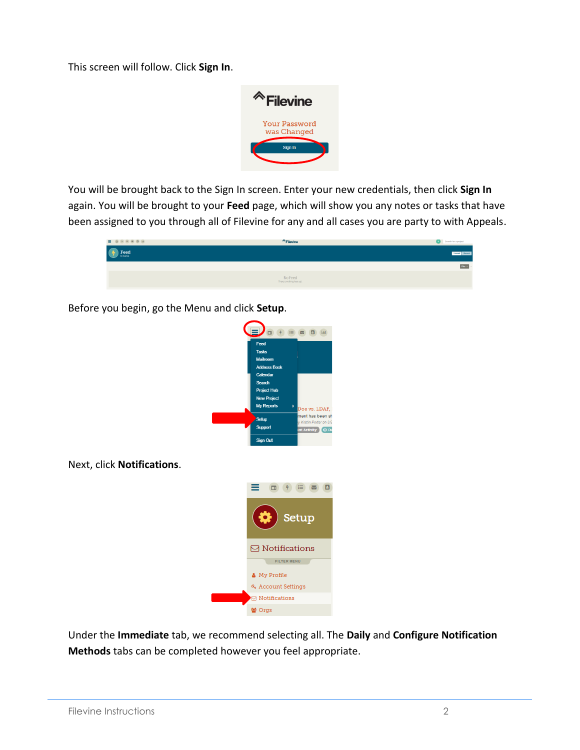This screen will follow. Click **Sign In**.

You will be brought back to the Sign In screen. Enter your new credentials, then click **Sign In** again. You will be brought to your **Feed** page, which will show you any notes or tasks that have been assigned to you through all of Filevine for any and all cases you are party to with Appeals.

Before you begin, go the Menu and click **Setup**.

Next, click **Notifications**.

Under the **Immediate** tab, we recommend selecting all. The **Daily** and **Configure Notification Methods** tabs can be completed however you feel appropriate.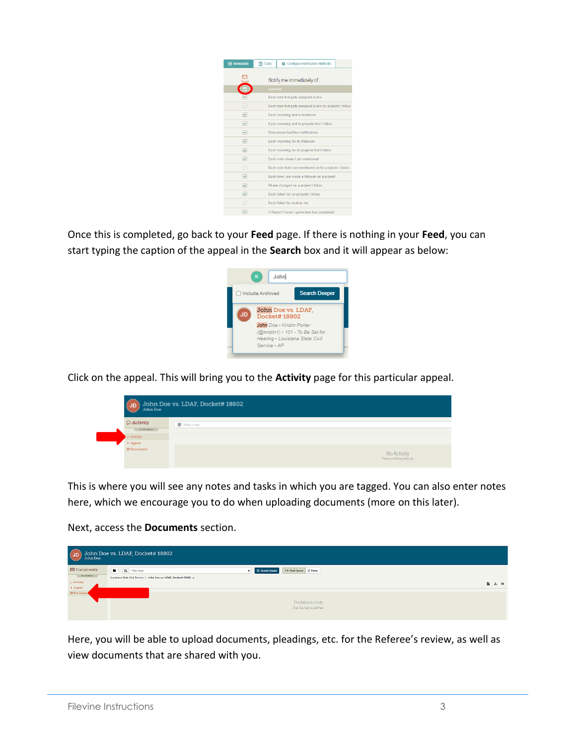Once this is completed, go back to your **Feed** page. If there is nothing in your **Feed**, you can start typing the caption of the appeal in the **Search** box and it will appear as below:

Click on the appeal. This will bring you to the **Activity** page for this particular appeal.

This is where you will see any notes and tasks in which you are tagged. You can also enter notes here, which we encourage you to do when uploading documents (more on this later).

Next, access the **Documents** section.

Here, you will be able to upload documents, pleadings, etc. for the Referee's review, as well as view documents that are shared with you.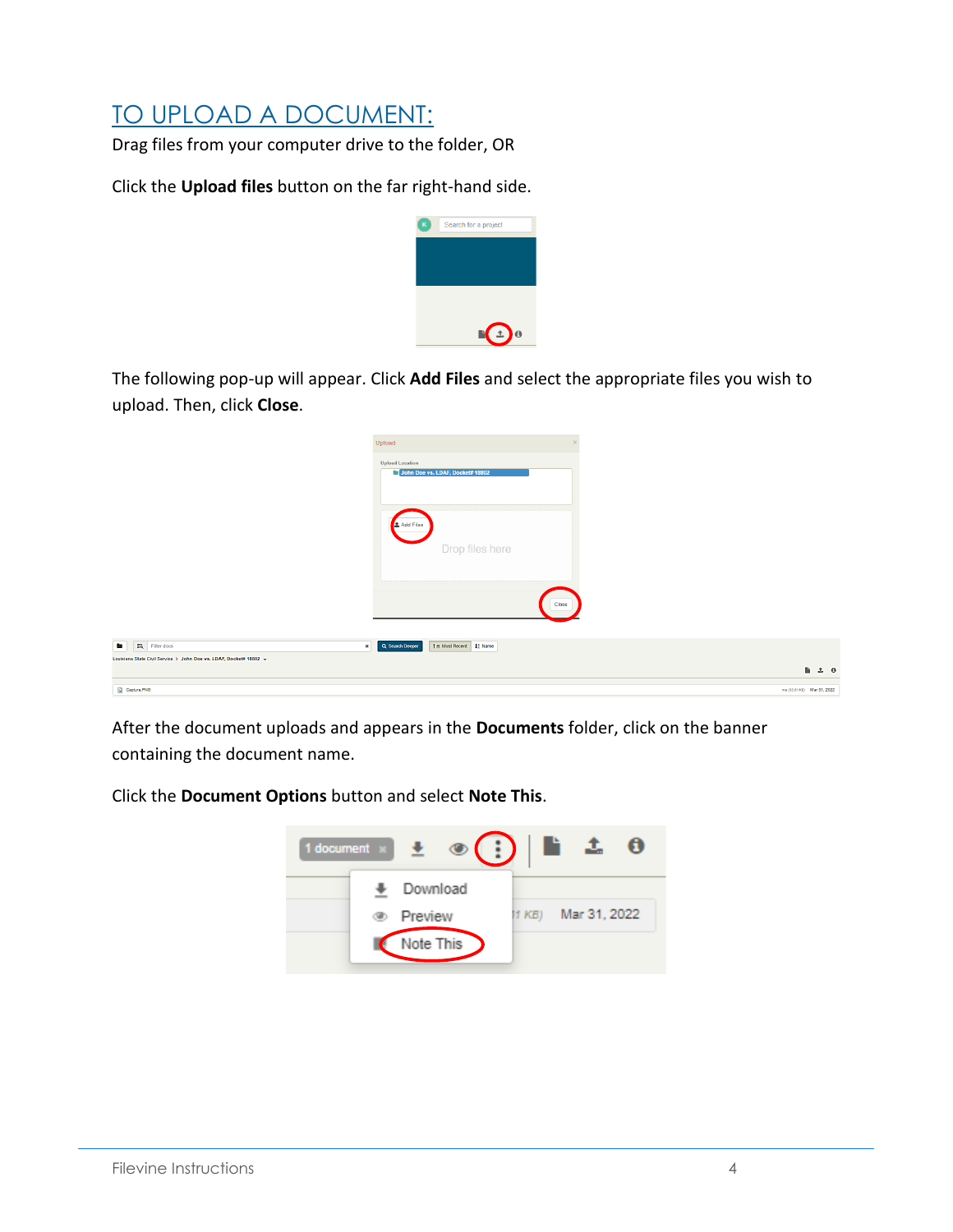# TO UPLOAD A DOCUMENT:

Drag files from your computer drive to the folder, OR

Click the **Upload files** button on the far right-hand side.

The following pop-up will appear. Click **Add Files** and select the appropriate files you wish to upload. Then, click **Close**.

After the document uploads and appears in the **Documents** folder, click on the banner containing the document name.

Click the **Document Options** button and select **Note This**.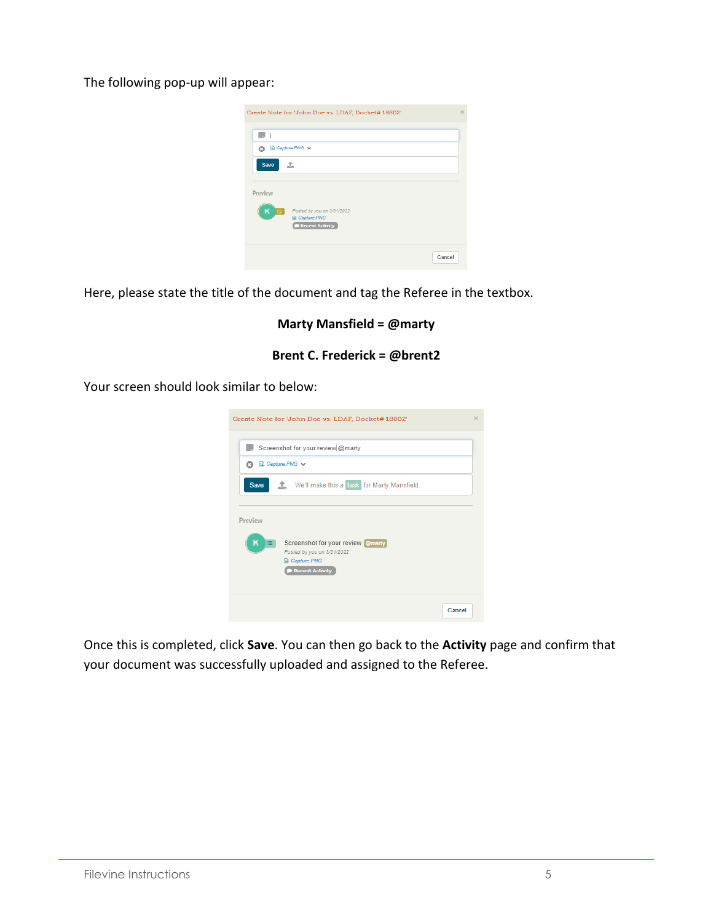The following pop-up will appear:

Here, please state the title of the document and tag the Referee in the textbox.

**Marty Mansfield = @marty**

**Brent C. Frederick = @brent2**

Your screen should look similar to below:

Once this is completed, click **Save**. You can then go back to the **Activity** page and confirm that your document was successfully uploaded and assigned to the Referee.